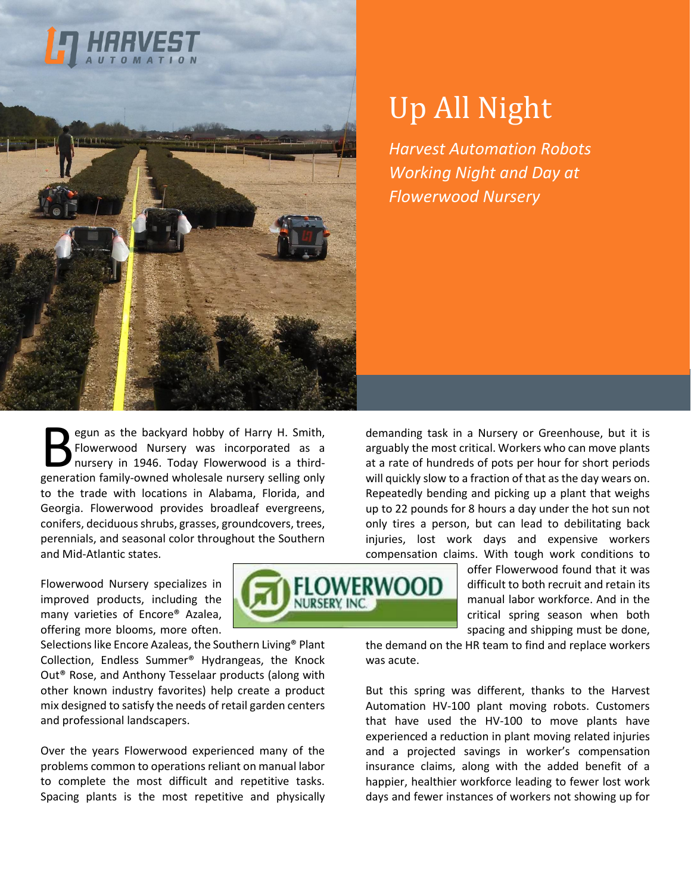# Up All Night

*Harvest Automation Robots Working Night and Day at Flowerwood Nursery*

Begun as the backyard hobby of Harry H. Smith, Flowerwood Nursery was incorporated as a nursery in 1946. Today Flowerwood is a third-generation family-owned wholesale nursery selling only to the trade with locations in Alabama, Florida, and Georgia. Flowerwood provides broadleaf evergreens, conifers, deciduous shrubs, grasses, groundcovers, trees, perennials, and seasonal color throughout the Southern and Mid-Atlantic states.

Flowerwood Nursery specializes in improved products, including the many varieties of Encore® Azalea, offering more blooms, more often. Selections like Encore Azaleas, the Southern Living® Plant Collection, Endless Summer® Hydrangeas, the Knock Out® Rose, and Anthony Tesselaar products (along with other known industry favorites) help create a product mix designed to satisfy the needs of retail garden centers and professional landscapers.

Over the years Flowerwood experienced many of the problems common to operations reliant on manual labor to complete the most difficult and repetitive tasks. Spacing plants is the most repetitive and physically demanding task in a Nursery or Greenhouse, but it is arguably the most critical. Workers who can move plants at a rate of hundreds of pots per hour for short periods will quickly slow to a fraction of that as the day wears on. Repeatedly bending and picking up a plant that weighs up to 22 pounds for 8 hours a day under the hot sun not only tires a person, but can lead to debilitating back injuries, lost work days and expensive workers compensation claims. With tough work conditions to offer Flowerwood found that it was difficult to both recruit and retain its manual labor workforce. And in the critical spring season when both spacing and shipping must be done, the demand on the HR team to find and replace workers was acute.

But this spring was different, thanks to the Harvest Automation HV-100 plant moving robots. Customers that have used the HV-100 to move plants have experienced a reduction in plant moving related injuries and a projected savings in worker's compensation insurance claims, along with the added benefit of a happier, healthier workforce leading to fewer lost work days and fewer instances of workers not showing up for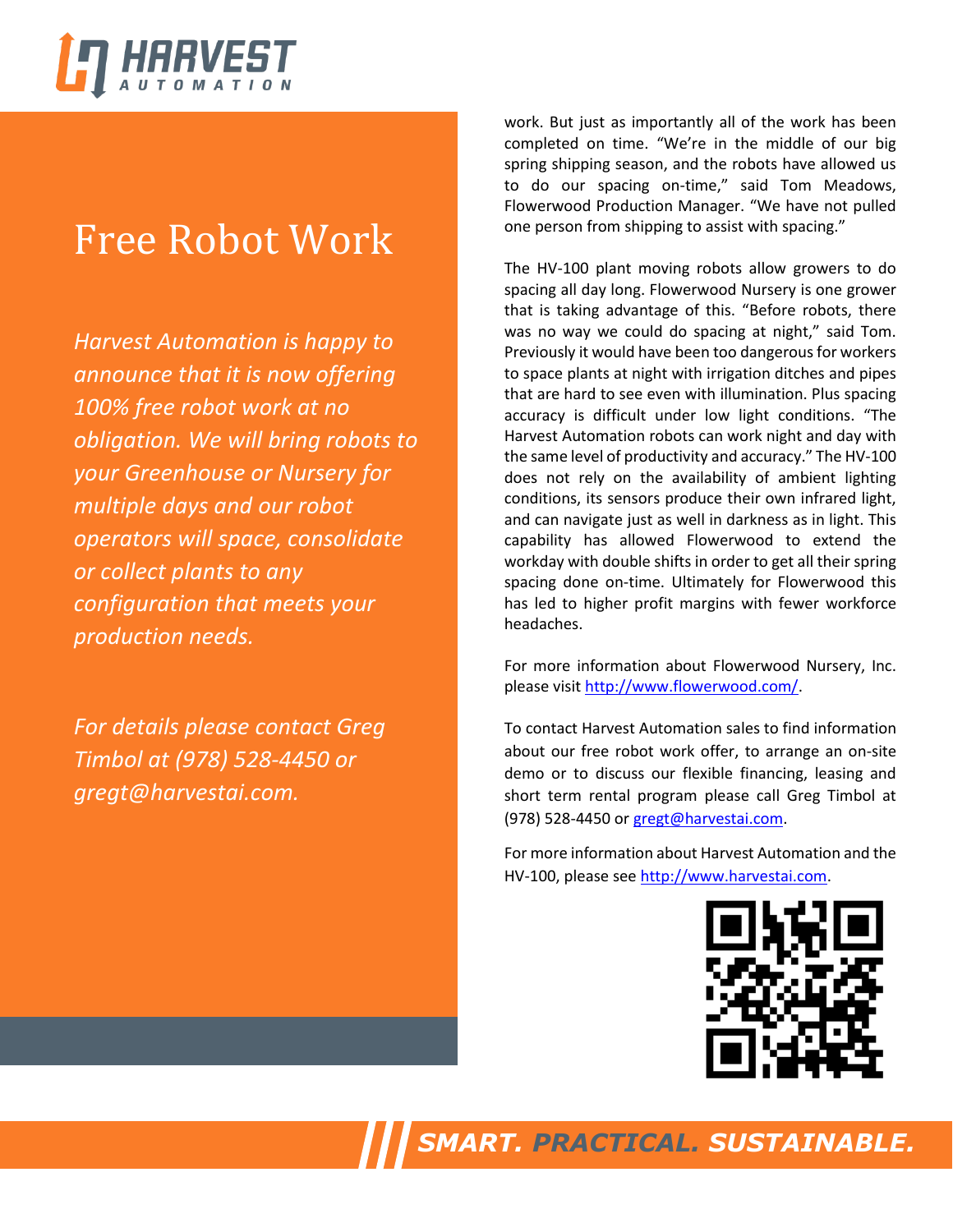# Free Robot Work

*Harvest Automation is happy to announce that it is now offering 100% free robot work at no obligation. We will bring robots to your Greenhouse or Nursery for multiple days and our robot operators will space, consolidate or collect plants to any configuration that meets your production needs.*

*For details please contact Greg Timbol at (978) 528-4450 or gregt@harvestai.com.*

work. But just as importantly all of the work has been completed on time. "We're in the middle of our big spring shipping season, and the robots have allowed us to do our spacing on-time," said Tom Meadows, Flowerwood Production Manager. "We have not pulled one person from shipping to assist with spacing."

The HV-100 plant moving robots allow growers to do spacing all day long. Flowerwood Nursery is one grower that is taking advantage of this. "Before robots, there was no way we could do spacing at night," said Tom. Previously it would have been too dangerous for workers to space plants at night with irrigation ditches and pipes that are hard to see even with illumination. Plus spacing accuracy is difficult under low light conditions. "The Harvest Automation robots can work night and day with the same level of productivity and accuracy." The HV-100 does not rely on the availability of ambient lighting conditions, its sensors produce their own infrared light, and can navigate just as well in darkness as in light. This capability has allowed Flowerwood to extend the workday with double shifts in order to get all their spring spacing done on-time. Ultimately for Flowerwood this has led to higher profit margins with fewer workforce headaches.

For more information about Flowerwood Nursery, Inc. please visit http://www.flowerwood.com/.

To contact Harvest Automation sales to find information about our free robot work offer, to arrange an on-site demo or to discuss our flexible financing, leasing and short term rental program please call Greg Timbol at (978) 528-4450 or gregt@harvestai.com.

For more information about Harvest Automation and the HV-100, please see http://www.harvestai.com.

**SMART. PRACTICAL. SUSTAINABLE.**